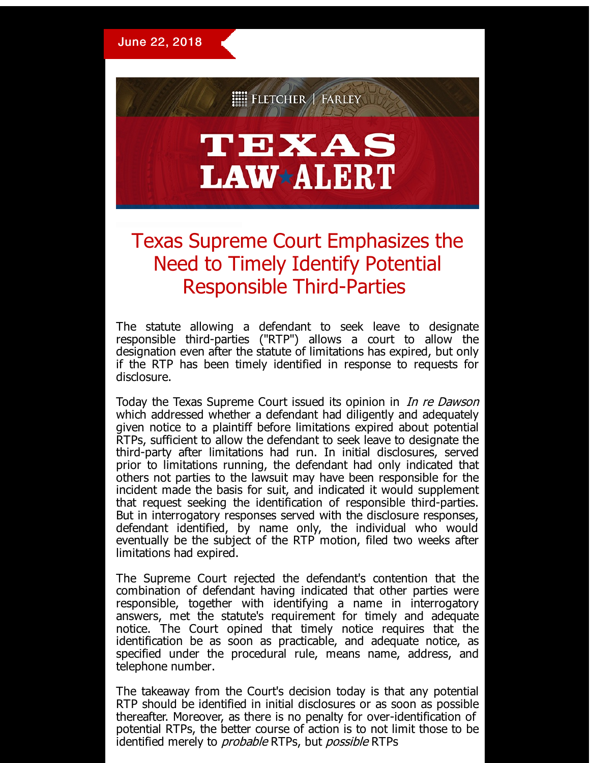June 22, 2018

FLETCHER | FARLEY

# TEXAS LAW ALERT

## Texas Supreme Court Emphasizes the Need to Timely Identify Potential Responsible Third-Parties

The statute allowing a defendant to seek leave to designate responsible third-parties ("RTP") allows a court to allow the designation even after the statute of limitations has expired, but only if the RTP has been timely identified in response to requests for disclosure.

Today the Texas Supreme Court issued its opinion in *In re Dawson* which addressed whether a defendant had diligently and adequately given notice to a plaintiff before limitations expired about potential RTPs, sufficient to allow the defendant to seek leave to designate the third-party after limitations had run. In initial disclosures, served prior to limitations running, the defendant had only indicated that others not parties to the lawsuit may have been responsible for the incident made the basis for suit, and indicated it would supplement that request seeking the identification of responsible third-parties. But in interrogatory responses served with the disclosure responses, defendant identified, by name only, the individual who would eventually be the subject of the RTP motion, filed two weeks after limitations had expired.

The Supreme Court rejected the defendant's contention that the combination of defendant having indicated that other parties were responsible, together with identifying a name in interrogatory answers, met the statute's requirement for timely and adequate notice. The Court opined that timely notice requires that the identification be as soon as practicable, and adequate notice, as specified under the procedural rule, means name, address, and telephone number.

The takeaway from the Court's decision today is that any potential RTP should be identified in initial disclosures or as soon as possible thereafter. Moreover, as there is no penalty for over-identification of potential RTPs, the better course of action is to not limit those to be identified merely to *probable* RTPs, but *possible* RTPs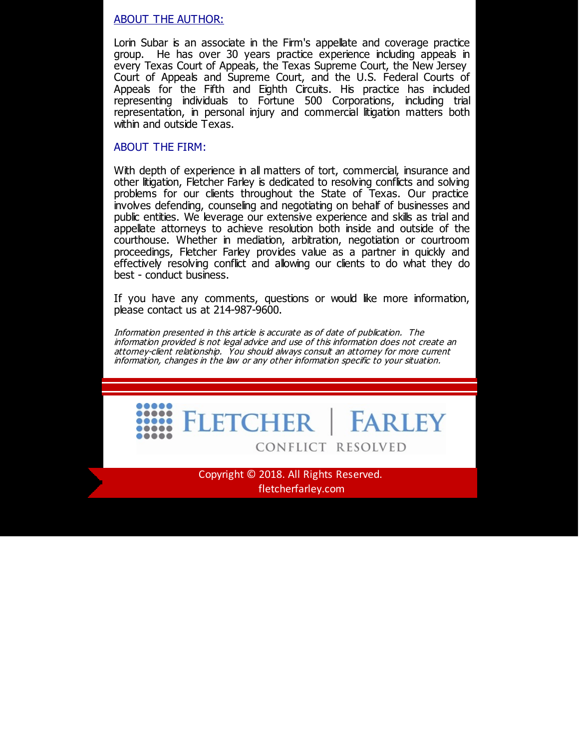## ABOUT THE AUTHOR:

Lorin Subar is an associate in the Firm's appellate and coverage practice group. He has over 30 years practice experience including appeals in every Texas Court of Appeals, the Texas Supreme Court, the New Jersey Court of Appeals and Supreme Court, and the U.S. Federal Courts of Appeals for the Fifth and Eighth Circuits. His practice has included representing individuals to Fortune 500 Corporations, including trial representation, in personal injury and commercial litigation matters both within and outside Texas.

## ABOUT THE FIRM:

With depth of experience in all matters of tort, commercial, insurance and other litigation, Fletcher Farley is dedicated to resolving conflicts and solving problems for our clients throughout the State of Texas. Our practice involves defending, counseling and negotiating on behalf of businesses and public entities. We leverage our extensive experience and skills as trial and appellate attorneys to achieve resolution both inside and outside of the courthouse. Whether in mediation, arbitration, negotiation or courtroom proceedings, Fletcher Farley provides value as a partner in quickly and effectively resolving conflict and allowing our clients to do what they do best - conduct business.

If you have any comments, questions or would like more information, please contact us at 214-987-9600.

*Information presented in this article is accurate as of date of publication. The information provided is not legal advice and use of this information does not create an attorney-client relationship. You should always consult an attorney for more current information, changes in the law or any other information specific to your situation.*

FLETCHER | FARLEY

CONFLICT RESOLVED

Copyright © 2018. All Rights Reserved.
fletcherfarley.com